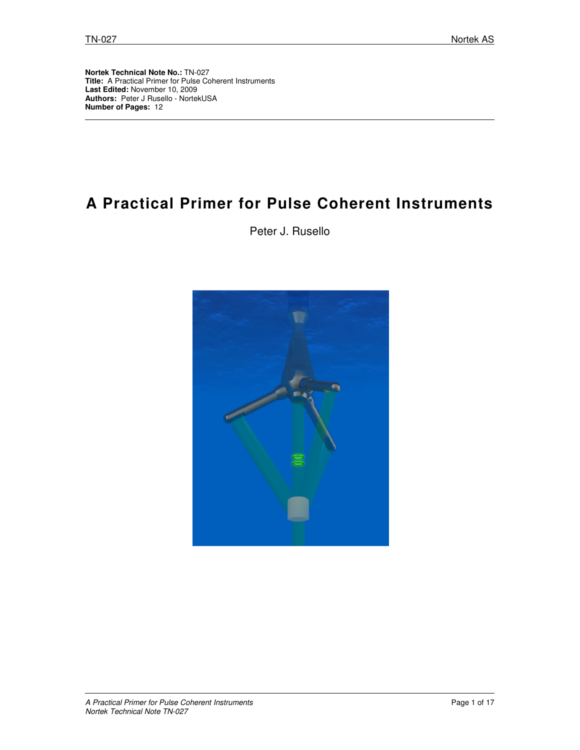**Nortek Technical Note No.:** TN-027
**Title:** A Practical Primer for Pulse Coherent Instruments
**Last Edited:** November 10, 2009
**Authors:** Peter J Rusello - NortekUSA
**Number of Pages:** 12

---

# A Practical Primer for Pulse Coherent Instruments

Peter J. Rusello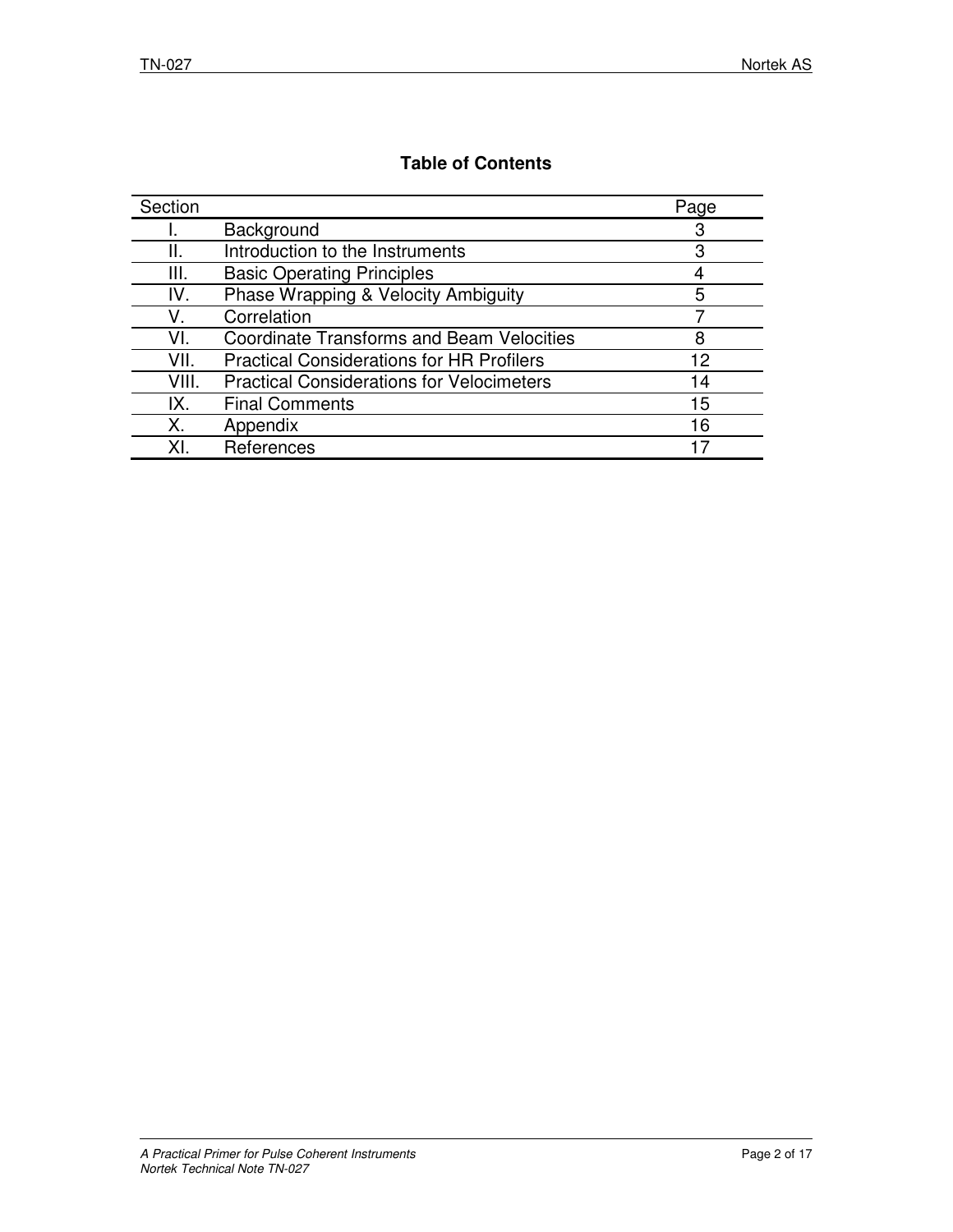## Table of Contents

| Section | | Page |
|---|---|---|
| I. | Background | 3 |
| II. | Introduction to the Instruments | 3 |
| III. | Basic Operating Principles | 4 |
| IV. | Phase Wrapping & Velocity Ambiguity | 5 |
| V. | Correlation | 7 |
| VI. | Coordinate Transforms and Beam Velocities | 8 |
| VII. | Practical Considerations for HR Profilers | 12 |
| VIII. | Practical Considerations for Velocimeters | 14 |
| IX. | Final Comments | 15 |
| X. | Appendix | 16 |
| XI. | References | 17 |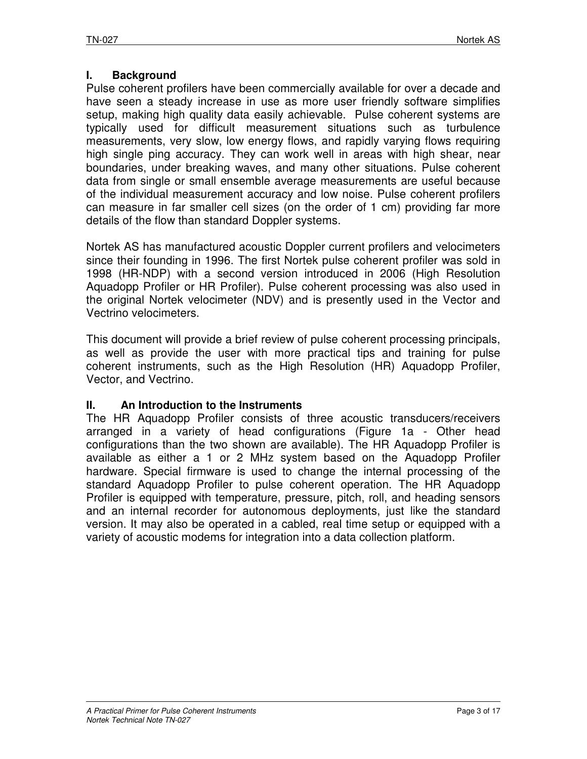## I. Background

Pulse coherent profilers have been commercially available for over a decade and have seen a steady increase in use as more user friendly software simplifies setup, making high quality data easily achievable. Pulse coherent systems are typically used for difficult measurement situations such as turbulence measurements, very slow, low energy flows, and rapidly varying flows requiring high single ping accuracy. They can work well in areas with high shear, near boundaries, under breaking waves, and many other situations. Pulse coherent data from single or small ensemble average measurements are useful because of the individual measurement accuracy and low noise. Pulse coherent profilers can measure in far smaller cell sizes (on the order of 1 cm) providing far more details of the flow than standard Doppler systems.

Nortek AS has manufactured acoustic Doppler current profilers and velocimeters since their founding in 1996. The first Nortek pulse coherent profiler was sold in 1998 (HR-NDP) with a second version introduced in 2006 (High Resolution Aquadopp Profiler or HR Profiler). Pulse coherent processing was also used in the original Nortek velocimeter (NDV) and is presently used in the Vector and Vectrino velocimeters.

This document will provide a brief review of pulse coherent processing principals, as well as provide the user with more practical tips and training for pulse coherent instruments, such as the High Resolution (HR) Aquadopp Profiler, Vector, and Vectrino.

## II. An Introduction to the Instruments

The HR Aquadopp Profiler consists of three acoustic transducers/receivers arranged in a variety of head configurations (Figure 1a - Other head configurations than the two shown are available). The HR Aquadopp Profiler is available as either a 1 or 2 MHz system based on the Aquadopp Profiler hardware. Special firmware is used to change the internal processing of the standard Aquadopp Profiler to pulse coherent operation. The HR Aquadopp Profiler is equipped with temperature, pressure, pitch, roll, and heading sensors and an internal recorder for autonomous deployments, just like the standard version. It may also be operated in a cabled, real time setup or equipped with a variety of acoustic modems for integration into a data collection platform.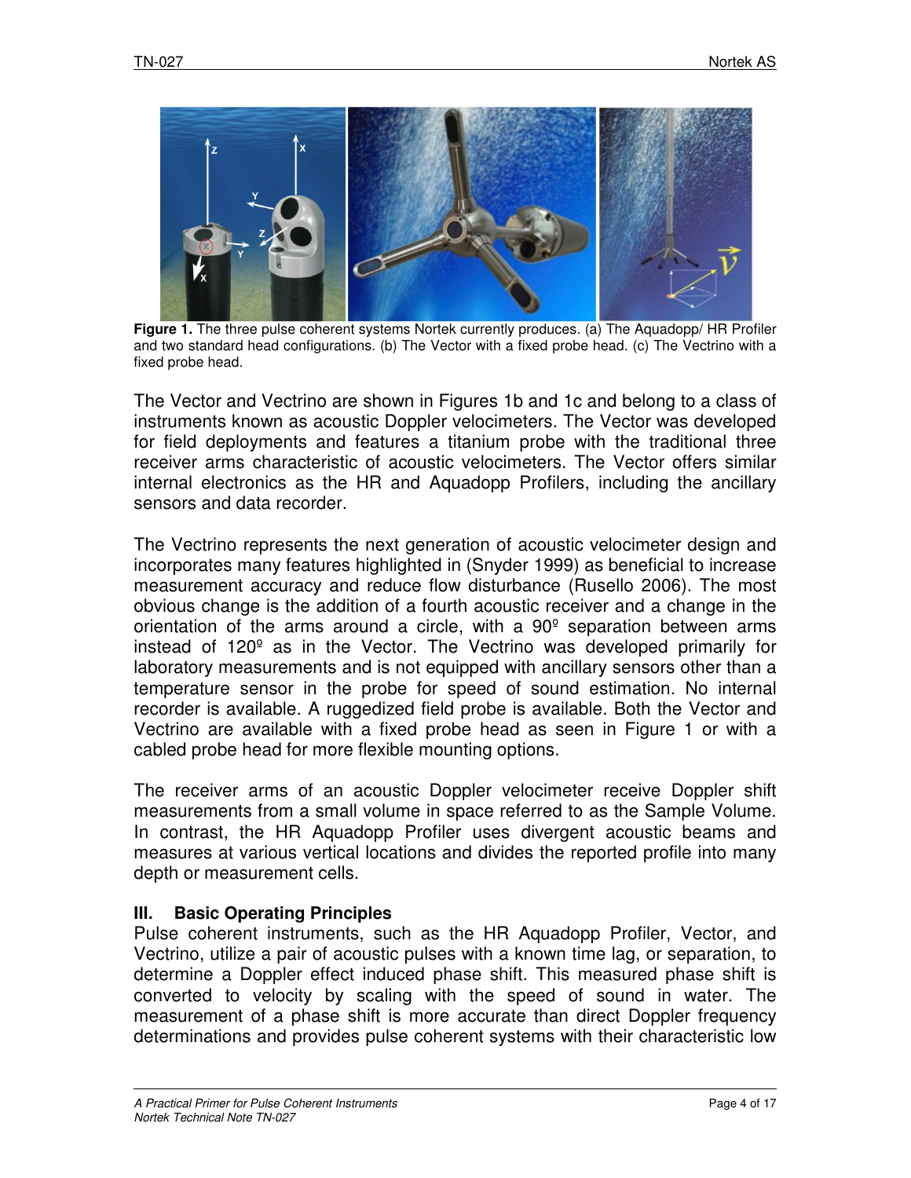**Figure 1.** The three pulse coherent systems Nortek currently produces. (a) The Aquadopp/ HR Profiler and two standard head configurations. (b) The Vector with a fixed probe head. (c) The Vectrino with a fixed probe head.

The Vector and Vectrino are shown in Figures 1b and 1c and belong to a class of instruments known as acoustic Doppler velocimeters. The Vector was developed for field deployments and features a titanium probe with the traditional three receiver arms characteristic of acoustic velocimeters. The Vector offers similar internal electronics as the HR and Aquadopp Profilers, including the ancillary sensors and data recorder.

The Vectrino represents the next generation of acoustic velocimeter design and incorporates many features highlighted in (Snyder 1999) as beneficial to increase measurement accuracy and reduce flow disturbance (Rusello 2006). The most obvious change is the addition of a fourth acoustic receiver and a change in the orientation of the arms around a circle, with a 90º separation between arms instead of 120º as in the Vector. The Vectrino was developed primarily for laboratory measurements and is not equipped with ancillary sensors other than a temperature sensor in the probe for speed of sound estimation. No internal recorder is available. A ruggedized field probe is available. Both the Vector and Vectrino are available with a fixed probe head as seen in Figure 1 or with a cabled probe head for more flexible mounting options.

The receiver arms of an acoustic Doppler velocimeter receive Doppler shift measurements from a small volume in space referred to as the Sample Volume. In contrast, the HR Aquadopp Profiler uses divergent acoustic beams and measures at various vertical locations and divides the reported profile into many depth or measurement cells.

### III. Basic Operating Principles

Pulse coherent instruments, such as the HR Aquadopp Profiler, Vector, and Vectrino, utilize a pair of acoustic pulses with a known time lag, or separation, to determine a Doppler effect induced phase shift. This measured phase shift is converted to velocity by scaling with the speed of sound in water. The measurement of a phase shift is more accurate than direct Doppler frequency determinations and provides pulse coherent systems with their characteristic low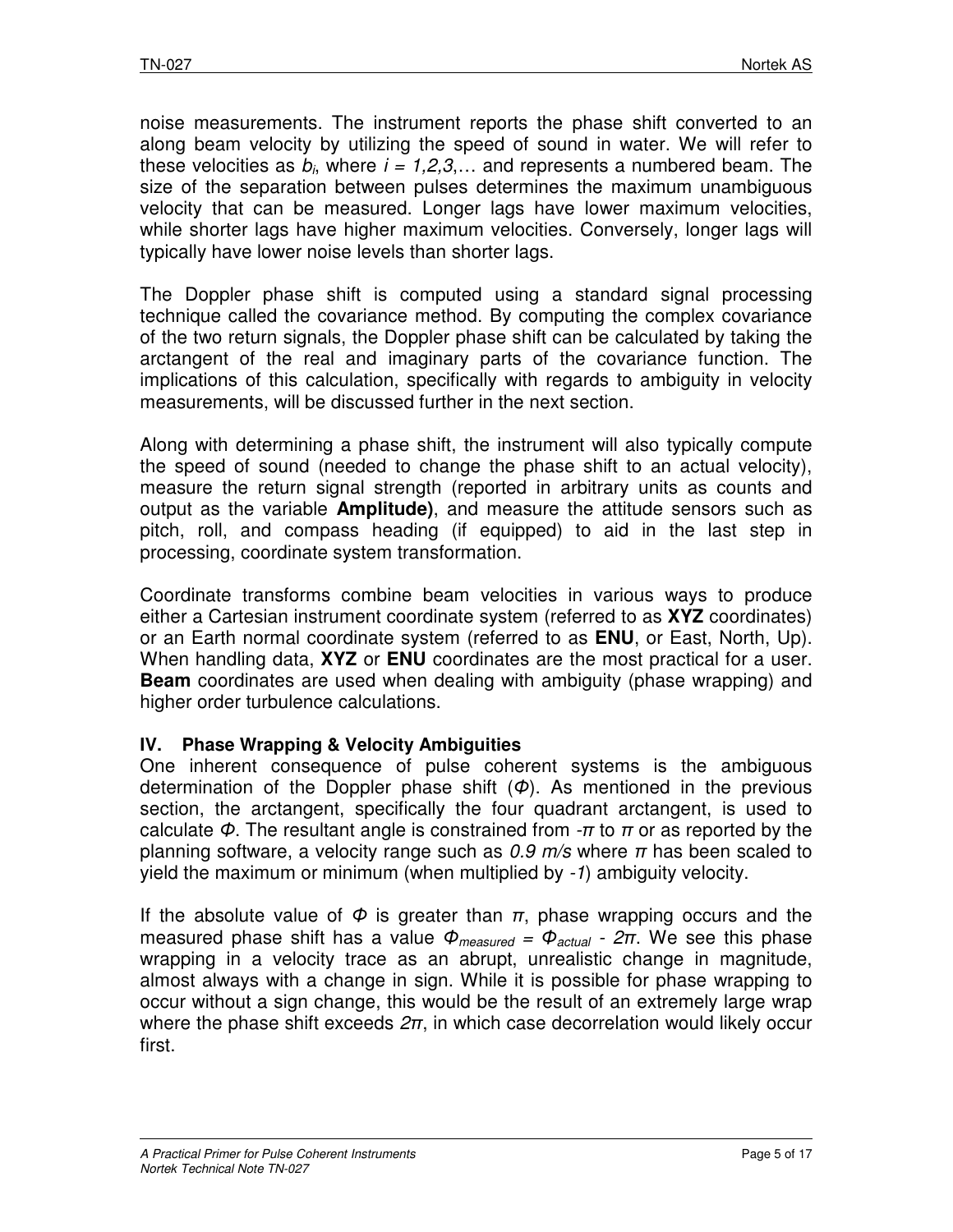noise measurements. The instrument reports the phase shift converted to an along beam velocity by utilizing the speed of sound in water. We will refer to these velocities as $b_i$, where $i = 1,2,3,\ldots$ and represents a numbered beam. The size of the separation between pulses determines the maximum unambiguous velocity that can be measured. Longer lags have lower maximum velocities, while shorter lags have higher maximum velocities. Conversely, longer lags will typically have lower noise levels than shorter lags.

The Doppler phase shift is computed using a standard signal processing technique called the covariance method. By computing the complex covariance of the two return signals, the Doppler phase shift can be calculated by taking the arctangent of the real and imaginary parts of the covariance function. The implications of this calculation, specifically with regards to ambiguity in velocity measurements, will be discussed further in the next section.

Along with determining a phase shift, the instrument will also typically compute the speed of sound (needed to change the phase shift to an actual velocity), measure the return signal strength (reported in arbitrary units as counts and output as the variable **Amplitude)**, and measure the attitude sensors such as pitch, roll, and compass heading (if equipped) to aid in the last step in processing, coordinate system transformation.

Coordinate transforms combine beam velocities in various ways to produce either a Cartesian instrument coordinate system (referred to as **XYZ** coordinates) or an Earth normal coordinate system (referred to as **ENU**, or East, North, Up). When handling data, **XYZ** or **ENU** coordinates are the most practical for a user. **Beam** coordinates are used when dealing with ambiguity (phase wrapping) and higher order turbulence calculations.

## IV. Phase Wrapping & Velocity Ambiguities

One inherent consequence of pulse coherent systems is the ambiguous determination of the Doppler phase shift ($\Phi$). As mentioned in the previous section, the arctangent, specifically the four quadrant arctangent, is used to calculate $\Phi$. The resultant angle is constrained from $-\pi$ to $\pi$ or as reported by the planning software, a velocity range such as *0.9 m/s* where $\pi$ has been scaled to yield the maximum or minimum (when multiplied by $-1$) ambiguity velocity.

If the absolute value of $\Phi$ is greater than $\pi$, phase wrapping occurs and the measured phase shift has a value $\Phi_{measured} = \Phi_{actual} - 2\pi$. We see this phase wrapping in a velocity trace as an abrupt, unrealistic change in magnitude, almost always with a change in sign. While it is possible for phase wrapping to occur without a sign change, this would be the result of an extremely large wrap where the phase shift exceeds $2\pi$, in which case decorrelation would likely occur first.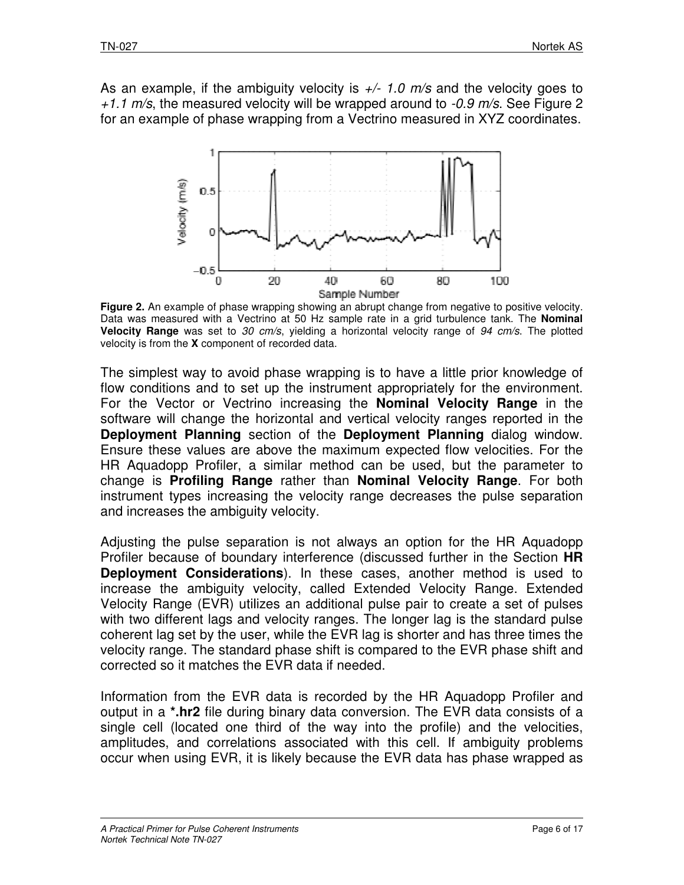As an example, if the ambiguity velocity is *+/- 1.0 m/s* and the velocity goes to *+1.1 m/s*, the measured velocity will be wrapped around to *-0.9 m/s*. See Figure 2 for an example of phase wrapping from a Vectrino measured in XYZ coordinates.

**Figure 2.** An example of phase wrapping showing an abrupt change from negative to positive velocity. Data was measured with a Vectrino at 50 Hz sample rate in a grid turbulence tank. The **Nominal Velocity Range** was set to *30 cm/s*, yielding a horizontal velocity range of *94 cm/s*. The plotted velocity is from the **X** component of recorded data.

The simplest way to avoid phase wrapping is to have a little prior knowledge of flow conditions and to set up the instrument appropriately for the environment. For the Vector or Vectrino increasing the **Nominal Velocity Range** in the software will change the horizontal and vertical velocity ranges reported in the **Deployment Planning** section of the **Deployment Planning** dialog window. Ensure these values are above the maximum expected flow velocities. For the HR Aquadopp Profiler, a similar method can be used, but the parameter to change is **Profiling Range** rather than **Nominal Velocity Range**. For both instrument types increasing the velocity range decreases the pulse separation and increases the ambiguity velocity.

Adjusting the pulse separation is not always an option for the HR Aquadopp Profiler because of boundary interference (discussed further in the Section **HR Deployment Considerations**). In these cases, another method is used to increase the ambiguity velocity, called Extended Velocity Range. Extended Velocity Range (EVR) utilizes an additional pulse pair to create a set of pulses with two different lags and velocity ranges. The longer lag is the standard pulse coherent lag set by the user, while the EVR lag is shorter and has three times the velocity range. The standard phase shift is compared to the EVR phase shift and corrected so it matches the EVR data if needed.

Information from the EVR data is recorded by the HR Aquadopp Profiler and output in a **\*.hr2** file during binary data conversion. The EVR data consists of a single cell (located one third of the way into the profile) and the velocities, amplitudes, and correlations associated with this cell. If ambiguity problems occur when using EVR, it is likely because the EVR data has phase wrapped as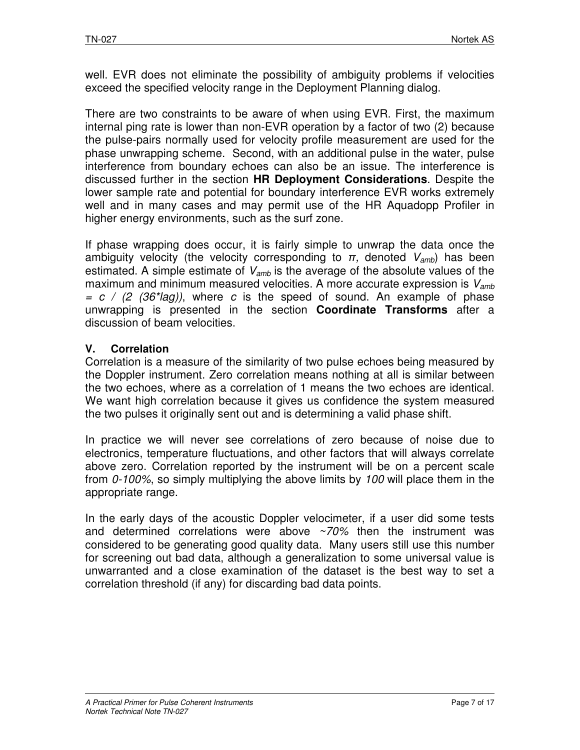well. EVR does not eliminate the possibility of ambiguity problems if velocities exceed the specified velocity range in the Deployment Planning dialog.

There are two constraints to be aware of when using EVR. First, the maximum internal ping rate is lower than non-EVR operation by a factor of two (2) because the pulse-pairs normally used for velocity profile measurement are used for the phase unwrapping scheme. Second, with an additional pulse in the water, pulse interference from boundary echoes can also be an issue. The interference is discussed further in the section **HR Deployment Considerations**. Despite the lower sample rate and potential for boundary interference EVR works extremely well and in many cases and may permit use of the HR Aquadopp Profiler in higher energy environments, such as the surf zone.

If phase wrapping does occur, it is fairly simple to unwrap the data once the ambiguity velocity (the velocity corresponding to $\pi$, denoted $V_{amb}$) has been estimated. A simple estimate of $V_{amb}$ is the average of the absolute values of the maximum and minimum measured velocities. A more accurate expression is $V_{amb} = c / (2 (36*lag))$, where $c$ is the speed of sound. An example of phase unwrapping is presented in the section **Coordinate Transforms** after a discussion of beam velocities.

## V. Correlation

Correlation is a measure of the similarity of two pulse echoes being measured by the Doppler instrument. Zero correlation means nothing at all is similar between the two echoes, where as a correlation of 1 means the two echoes are identical. We want high correlation because it gives us confidence the system measured the two pulses it originally sent out and is determining a valid phase shift.

In practice we will never see correlations of zero because of noise due to electronics, temperature fluctuations, and other factors that will always correlate above zero. Correlation reported by the instrument will be on a percent scale from *0-100%*, so simply multiplying the above limits by *100* will place them in the appropriate range.

In the early days of the acoustic Doppler velocimeter, if a user did some tests and determined correlations were above *~70%* then the instrument was considered to be generating good quality data. Many users still use this number for screening out bad data, although a generalization to some universal value is unwarranted and a close examination of the dataset is the best way to set a correlation threshold (if any) for discarding bad data points.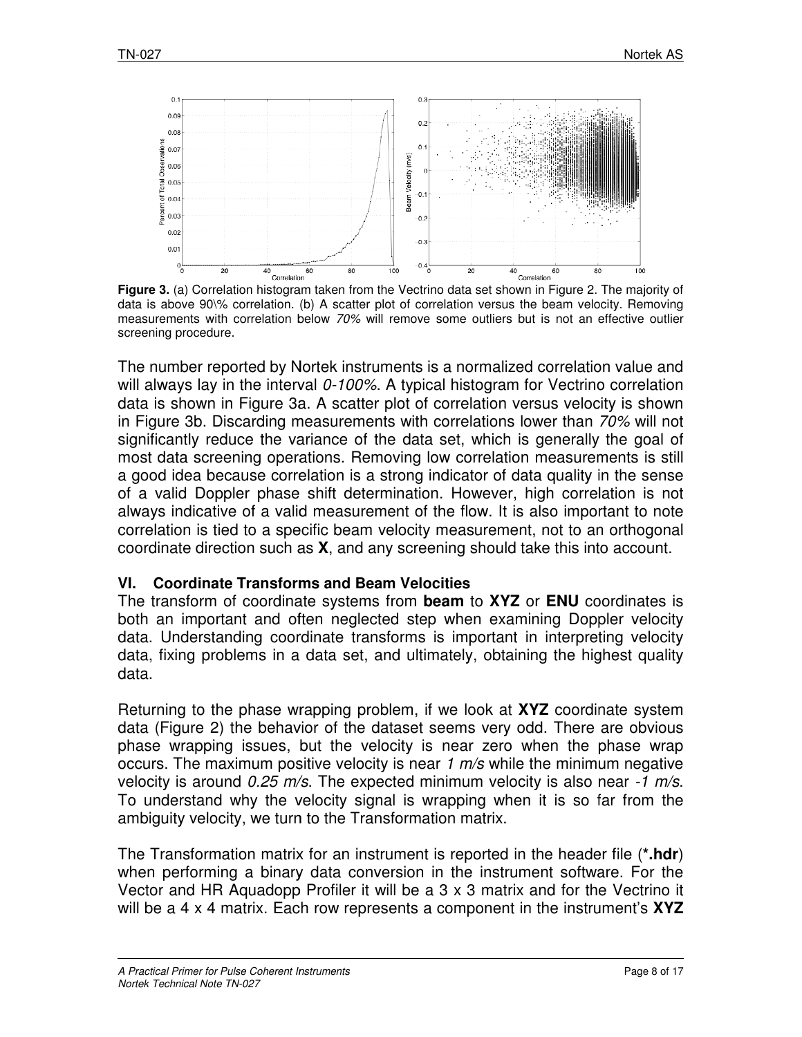**Figure 3.** (a) Correlation histogram taken from the Vectrino data set shown in Figure 2. The majority of data is above 90\% correlation. (b) A scatter plot of correlation versus the beam velocity. Removing measurements with correlation below *70%* will remove some outliers but is not an effective outlier screening procedure.

The number reported by Nortek instruments is a normalized correlation value and will always lay in the interval *0-100%*. A typical histogram for Vectrino correlation data is shown in Figure 3a. A scatter plot of correlation versus velocity is shown in Figure 3b. Discarding measurements with correlations lower than *70%* will not significantly reduce the variance of the data set, which is generally the goal of most data screening operations. Removing low correlation measurements is still a good idea because correlation is a strong indicator of data quality in the sense of a valid Doppler phase shift determination. However, high correlation is not always indicative of a valid measurement of the flow. It is also important to note correlation is tied to a specific beam velocity measurement, not to an orthogonal coordinate direction such as **X**, and any screening should take this into account.

## VI. Coordinate Transforms and Beam Velocities

The transform of coordinate systems from **beam** to **XYZ** or **ENU** coordinates is both an important and often neglected step when examining Doppler velocity data. Understanding coordinate transforms is important in interpreting velocity data, fixing problems in a data set, and ultimately, obtaining the highest quality data.

Returning to the phase wrapping problem, if we look at **XYZ** coordinate system data (Figure 2) the behavior of the dataset seems very odd. There are obvious phase wrapping issues, but the velocity is near zero when the phase wrap occurs. The maximum positive velocity is near *1 m/s* while the minimum negative velocity is around *0.25 m/s*. The expected minimum velocity is also near *-1 m/s*. To understand why the velocity signal is wrapping when it is so far from the ambiguity velocity, we turn to the Transformation matrix.

The Transformation matrix for an instrument is reported in the header file (***.hdr**) when performing a binary data conversion in the instrument software. For the Vector and HR Aquadopp Profiler it will be a 3 x 3 matrix and for the Vectrino it will be a 4 x 4 matrix. Each row represents a component in the instrument's **XYZ**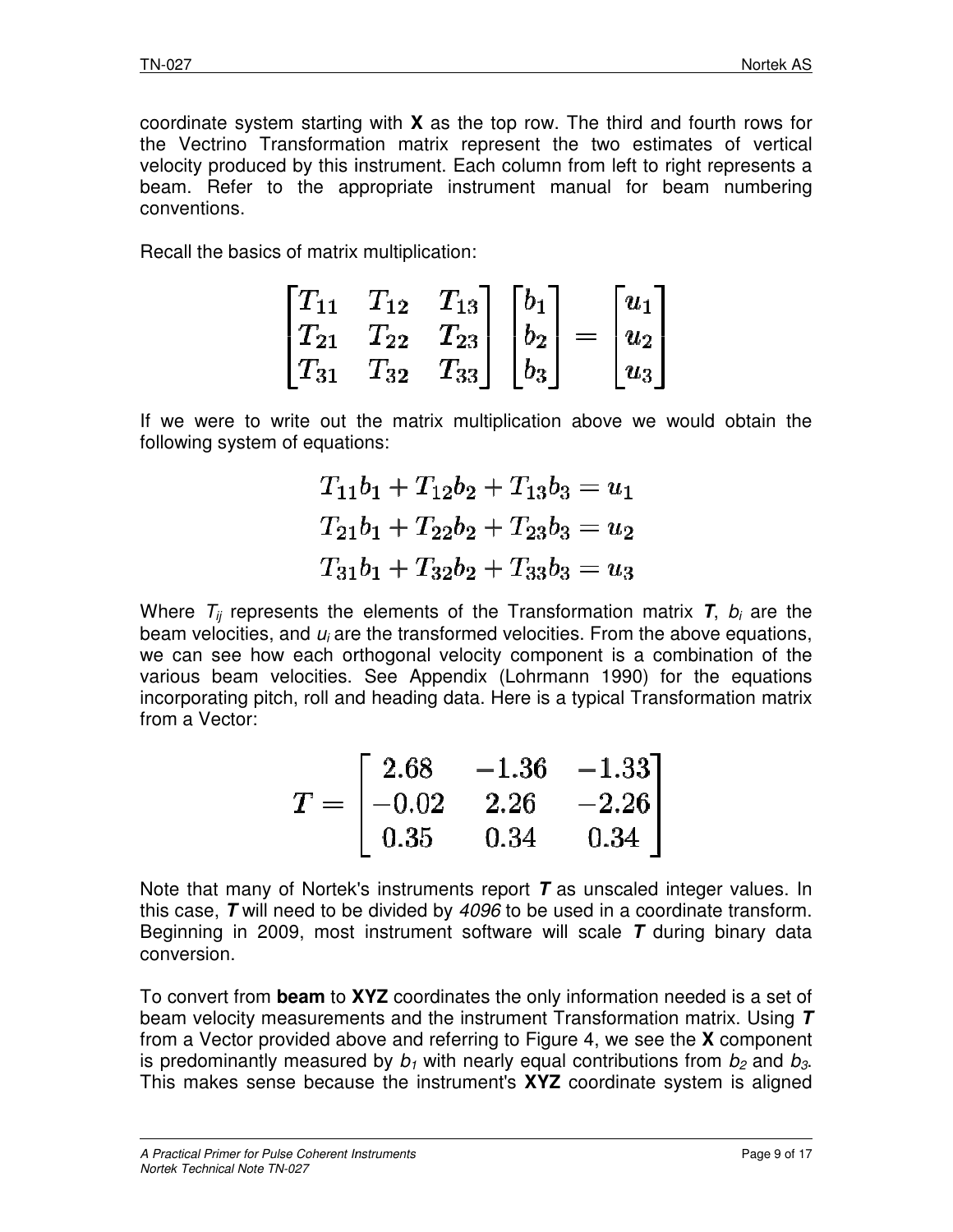coordinate system starting with **X** as the top row. The third and fourth rows for the Vectrino Transformation matrix represent the two estimates of vertical velocity produced by this instrument. Each column from left to right represents a beam. Refer to the appropriate instrument manual for beam numbering conventions.

Recall the basics of matrix multiplication:

$$\begin{bmatrix} T_{11} & T_{12} & T_{13} \\ T_{21} & T_{22} & T_{23} \\ T_{31} & T_{32} & T_{33} \end{bmatrix} \begin{bmatrix} b_1 \\ b_2 \\ b_3 \end{bmatrix} = \begin{bmatrix} u_1 \\ u_2 \\ u_3 \end{bmatrix}$$

If we were to write out the matrix multiplication above we would obtain the following system of equations:

$$\begin{aligned} T_{11}b_1 + T_{12}b_2 + T_{13}b_3 &= u_1 \\ T_{21}b_1 + T_{22}b_2 + T_{23}b_3 &= u_2 \\ T_{31}b_1 + T_{32}b_2 + T_{33}b_3 &= u_3 \end{aligned}$$

Where $T_{ij}$ represents the elements of the Transformation matrix $\boldsymbol{T}$, $b_i$ are the beam velocities, and $u_i$ are the transformed velocities. From the above equations, we can see how each orthogonal velocity component is a combination of the various beam velocities. See Appendix (Lohrmann 1990) for the equations incorporating pitch, roll and heading data. Here is a typical Transformation matrix from a Vector:

$$T = \begin{bmatrix} 2.68 & -1.36 & -1.33 \\ -0.02 & 2.26 & -2.26 \\ 0.35 & 0.34 & 0.34 \end{bmatrix}$$

Note that many of Nortek's instruments report $\boldsymbol{T}$ as unscaled integer values. In this case, $\boldsymbol{T}$ will need to be divided by *4096* to be used in a coordinate transform. Beginning in 2009, most instrument software will scale $\boldsymbol{T}$ during binary data conversion.

To convert from **beam** to **XYZ** coordinates the only information needed is a set of beam velocity measurements and the instrument Transformation matrix. Using $\boldsymbol{T}$ from a Vector provided above and referring to Figure 4, we see the **X** component is predominantly measured by $b_1$ with nearly equal contributions from $b_2$ and $b_3$. This makes sense because the instrument's **XYZ** coordinate system is aligned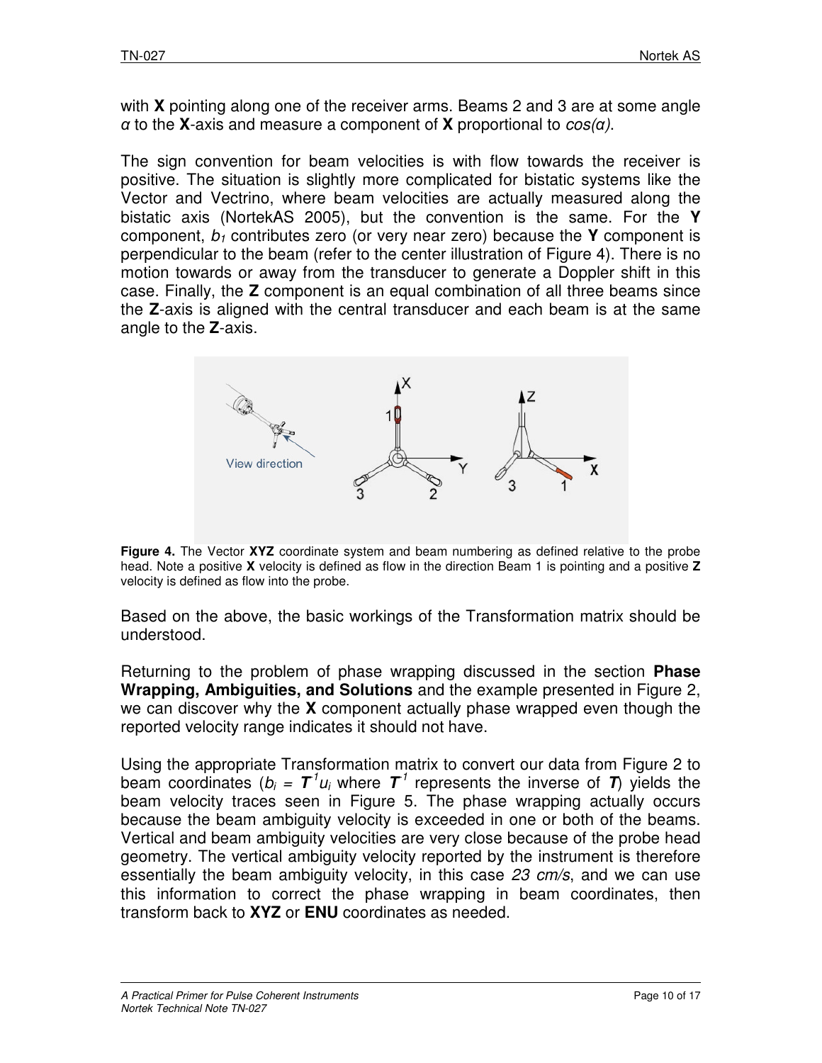with **X** pointing along one of the receiver arms. Beams 2 and 3 are at some angle $\alpha$ to the **X**-axis and measure a component of **X** proportional to $cos(\alpha)$.

The sign convention for beam velocities is with flow towards the receiver is positive. The situation is slightly more complicated for bistatic systems like the Vector and Vectrino, where beam velocities are actually measured along the bistatic axis (NortekAS 2005), but the convention is the same. For the **Y** component, $b_1$ contributes zero (or very near zero) because the **Y** component is perpendicular to the beam (refer to the center illustration of Figure 4). There is no motion towards or away from the transducer to generate a Doppler shift in this case. Finally, the **Z** component is an equal combination of all three beams since the **Z**-axis is aligned with the central transducer and each beam is at the same angle to the **Z**-axis.

**Figure 4.** The Vector **XYZ** coordinate system and beam numbering as defined relative to the probe head. Note a positive **X** velocity is defined as flow in the direction Beam 1 is pointing and a positive **Z** velocity is defined as flow into the probe.

Based on the above, the basic workings of the Transformation matrix should be understood.

Returning to the problem of phase wrapping discussed in the section **Phase Wrapping, Ambiguities, and Solutions** and the example presented in Figure 2, we can discover why the **X** component actually phase wrapped even though the reported velocity range indicates it should not have.

Using the appropriate Transformation matrix to convert our data from Figure 2 to beam coordinates ($b_i = \boldsymbol{T}^{-1}u_i$ where $\boldsymbol{T}^{-1}$ represents the inverse of $\boldsymbol{T}$) yields the beam velocity traces seen in Figure 5. The phase wrapping actually occurs because the beam ambiguity velocity is exceeded in one or both of the beams. Vertical and beam ambiguity velocities are very close because of the probe head geometry. The vertical ambiguity velocity reported by the instrument is therefore essentially the beam ambiguity velocity, in this case *23 cm/s*, and we can use this information to correct the phase wrapping in beam coordinates, then transform back to **XYZ** or **ENU** coordinates as needed.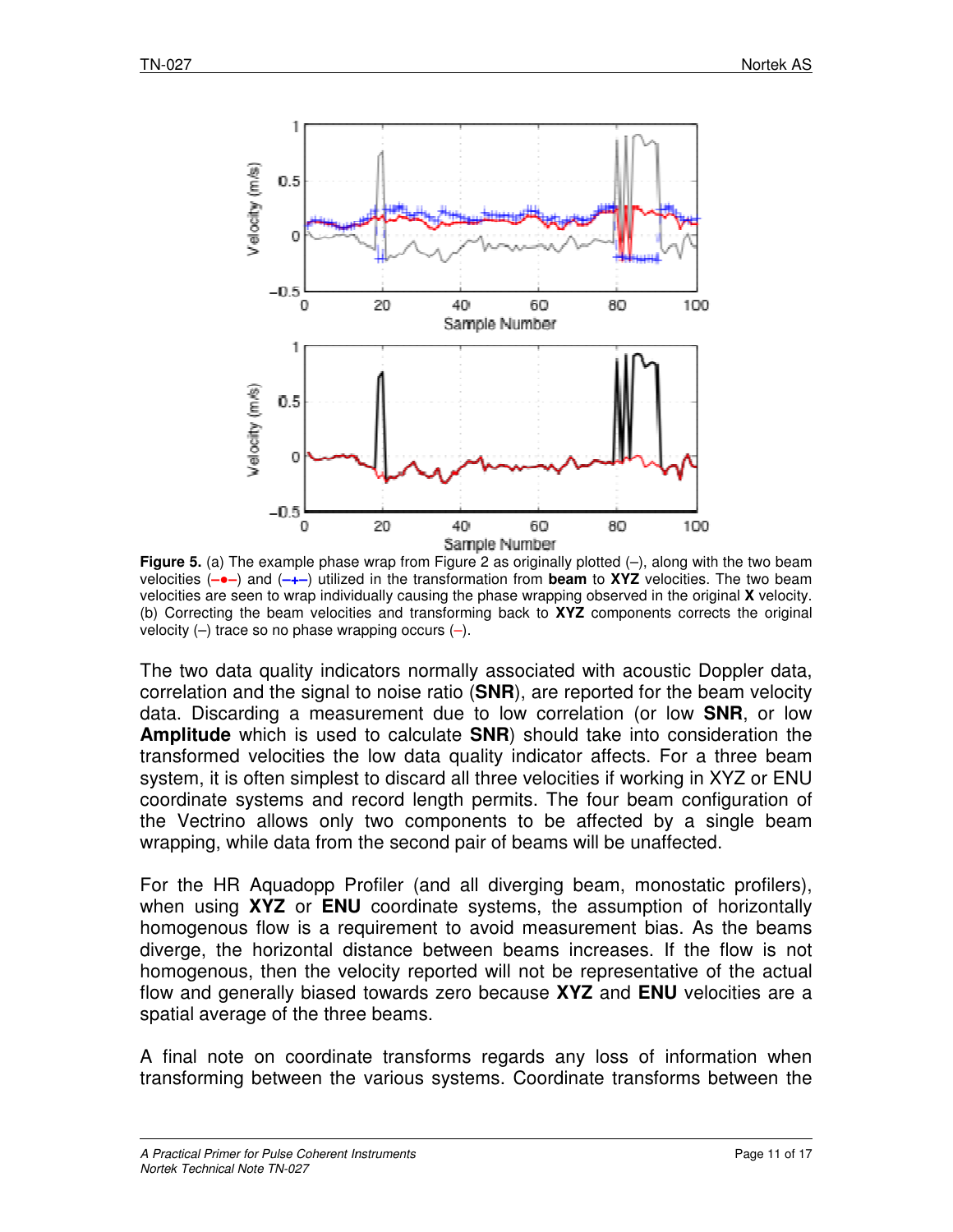**Figure 5.** (a) The example phase wrap from Figure 2 as originally plotted (–), along with the two beam velocities (–•–) and (–+–) utilized in the transformation from **beam** to **XYZ** velocities. The two beam velocities are seen to wrap individually causing the phase wrapping observed in the original **X** velocity. (b) Correcting the beam velocities and transforming back to **XYZ** components corrects the original velocity (–) trace so no phase wrapping occurs (–).

The two data quality indicators normally associated with acoustic Doppler data, correlation and the signal to noise ratio (**SNR**), are reported for the beam velocity data. Discarding a measurement due to low correlation (or low **SNR**, or low **Amplitude** which is used to calculate **SNR**) should take into consideration the transformed velocities the low data quality indicator affects. For a three beam system, it is often simplest to discard all three velocities if working in XYZ or ENU coordinate systems and record length permits. The four beam configuration of the Vectrino allows only two components to be affected by a single beam wrapping, while data from the second pair of beams will be unaffected.

For the HR Aquadopp Profiler (and all diverging beam, monostatic profilers), when using **XYZ** or **ENU** coordinate systems, the assumption of horizontally homogenous flow is a requirement to avoid measurement bias. As the beams diverge, the horizontal distance between beams increases. If the flow is not homogenous, then the velocity reported will not be representative of the actual flow and generally biased towards zero because **XYZ** and **ENU** velocities are a spatial average of the three beams.

A final note on coordinate transforms regards any loss of information when transforming between the various systems. Coordinate transforms between the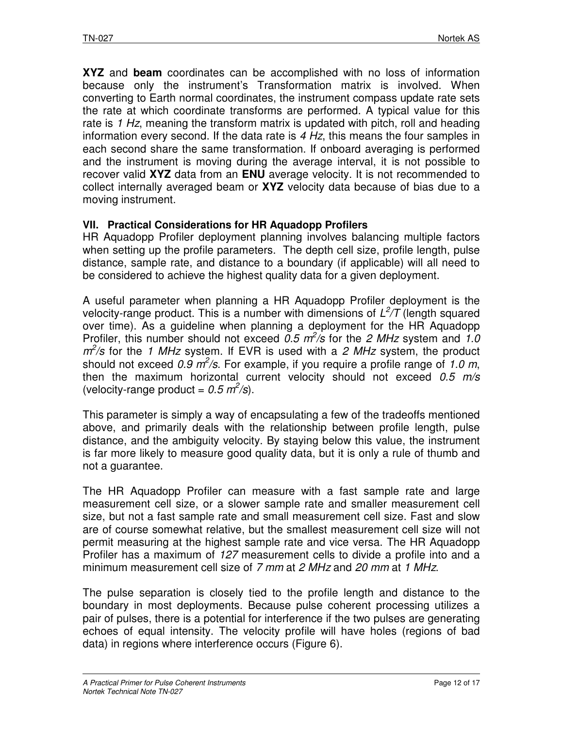**XYZ** and **beam** coordinates can be accomplished with no loss of information because only the instrument's Transformation matrix is involved. When converting to Earth normal coordinates, the instrument compass update rate sets the rate at which coordinate transforms are performed. A typical value for this rate is *1 Hz*, meaning the transform matrix is updated with pitch, roll and heading information every second. If the data rate is *4 Hz*, this means the four samples in each second share the same transformation. If onboard averaging is performed and the instrument is moving during the average interval, it is not possible to recover valid **XYZ** data from an **ENU** average velocity. It is not recommended to collect internally averaged beam or **XYZ** velocity data because of bias due to a moving instrument.

### VII. Practical Considerations for HR Aquadopp Profilers

HR Aquadopp Profiler deployment planning involves balancing multiple factors when setting up the profile parameters. The depth cell size, profile length, pulse distance, sample rate, and distance to a boundary (if applicable) will all need to be considered to achieve the highest quality data for a given deployment.

A useful parameter when planning a HR Aquadopp Profiler deployment is the velocity-range product. This is a number with dimensions of $L^2/T$ (length squared over time). As a guideline when planning a deployment for the HR Aquadopp Profiler, this number should not exceed $0.5\ m^2/s$ for the *2 MHz* system and $1.0\ m^2/s$ for the *1 MHz* system. If EVR is used with a *2 MHz* system, the product should not exceed $0.9\ m^2/s$. For example, if you require a profile range of *1.0 m*, then the maximum horizontal current velocity should not exceed *0.5 m/s* (velocity-range product = $0.5\ m^2/s$).

This parameter is simply a way of encapsulating a few of the tradeoffs mentioned above, and primarily deals with the relationship between profile length, pulse distance, and the ambiguity velocity. By staying below this value, the instrument is far more likely to measure good quality data, but it is only a rule of thumb and not a guarantee.

The HR Aquadopp Profiler can measure with a fast sample rate and large measurement cell size, or a slower sample rate and smaller measurement cell size, but not a fast sample rate and small measurement cell size. Fast and slow are of course somewhat relative, but the smallest measurement cell size will not permit measuring at the highest sample rate and vice versa. The HR Aquadopp Profiler has a maximum of *127* measurement cells to divide a profile into and a minimum measurement cell size of *7 mm* at *2 MHz* and *20 mm* at *1 MHz*.

The pulse separation is closely tied to the profile length and distance to the boundary in most deployments. Because pulse coherent processing utilizes a pair of pulses, there is a potential for interference if the two pulses are generating echoes of equal intensity. The velocity profile will have holes (regions of bad data) in regions where interference occurs (Figure 6).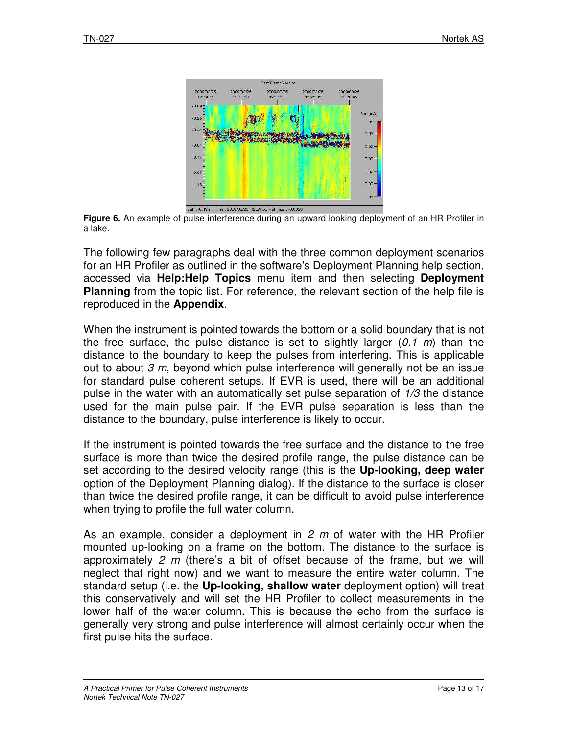**Figure 6.** An example of pulse interference during an upward looking deployment of an HR Profiler in a lake.

The following few paragraphs deal with the three common deployment scenarios for an HR Profiler as outlined in the software's Deployment Planning help section, accessed via **Help:Help Topics** menu item and then selecting **Deployment Planning** from the topic list. For reference, the relevant section of the help file is reproduced in the **Appendix**.

When the instrument is pointed towards the bottom or a solid boundary that is not the free surface, the pulse distance is set to slightly larger (*0.1 m*) than the distance to the boundary to keep the pulses from interfering. This is applicable out to about *3 m*, beyond which pulse interference will generally not be an issue for standard pulse coherent setups. If EVR is used, there will be an additional pulse in the water with an automatically set pulse separation of *1/3* the distance used for the main pulse pair. If the EVR pulse separation is less than the distance to the boundary, pulse interference is likely to occur.

If the instrument is pointed towards the free surface and the distance to the free surface is more than twice the desired profile range, the pulse distance can be set according to the desired velocity range (this is the **Up-looking, deep water** option of the Deployment Planning dialog). If the distance to the surface is closer than twice the desired profile range, it can be difficult to avoid pulse interference when trying to profile the full water column.

As an example, consider a deployment in *2 m* of water with the HR Profiler mounted up-looking on a frame on the bottom. The distance to the surface is approximately *2 m* (there's a bit of offset because of the frame, but we will neglect that right now) and we want to measure the entire water column. The standard setup (i.e. the **Up-looking, shallow water** deployment option) will treat this conservatively and will set the HR Profiler to collect measurements in the lower half of the water column. This is because the echo from the surface is generally very strong and pulse interference will almost certainly occur when the first pulse hits the surface.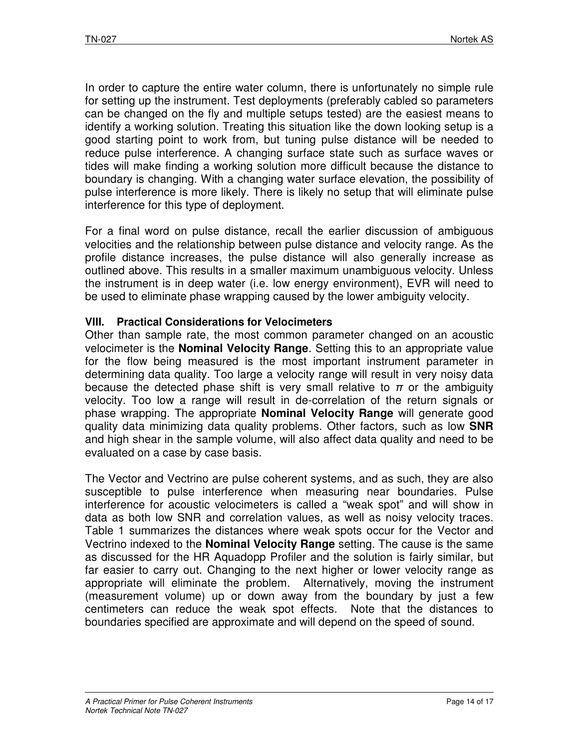In order to capture the entire water column, there is unfortunately no simple rule for setting up the instrument. Test deployments (preferably cabled so parameters can be changed on the fly and multiple setups tested) are the easiest means to identify a working solution. Treating this situation like the down looking setup is a good starting point to work from, but tuning pulse distance will be needed to reduce pulse interference. A changing surface state such as surface waves or tides will make finding a working solution more difficult because the distance to boundary is changing. With a changing water surface elevation, the possibility of pulse interference is more likely. There is likely no setup that will eliminate pulse interference for this type of deployment.

For a final word on pulse distance, recall the earlier discussion of ambiguous velocities and the relationship between pulse distance and velocity range. As the profile distance increases, the pulse distance will also generally increase as outlined above. This results in a smaller maximum unambiguous velocity. Unless the instrument is in deep water (i.e. low energy environment), EVR will need to be used to eliminate phase wrapping caused by the lower ambiguity velocity.

## VIII. Practical Considerations for Velocimeters

Other than sample rate, the most common parameter changed on an acoustic velocimeter is the **Nominal Velocity Range**. Setting this to an appropriate value for the flow being measured is the most important instrument parameter in determining data quality. Too large a velocity range will result in very noisy data because the detected phase shift is very small relative to $\pi$ or the ambiguity velocity. Too low a range will result in de-correlation of the return signals or phase wrapping. The appropriate **Nominal Velocity Range** will generate good quality data minimizing data quality problems. Other factors, such as low **SNR** and high shear in the sample volume, will also affect data quality and need to be evaluated on a case by case basis.

The Vector and Vectrino are pulse coherent systems, and as such, they are also susceptible to pulse interference when measuring near boundaries. Pulse interference for acoustic velocimeters is called a "weak spot" and will show in data as both low SNR and correlation values, as well as noisy velocity traces. Table 1 summarizes the distances where weak spots occur for the Vector and Vectrino indexed to the **Nominal Velocity Range** setting. The cause is the same as discussed for the HR Aquadopp Profiler and the solution is fairly similar, but far easier to carry out. Changing to the next higher or lower velocity range as appropriate will eliminate the problem. Alternatively, moving the instrument (measurement volume) up or down away from the boundary by just a few centimeters can reduce the weak spot effects. Note that the distances to boundaries specified are approximate and will depend on the speed of sound.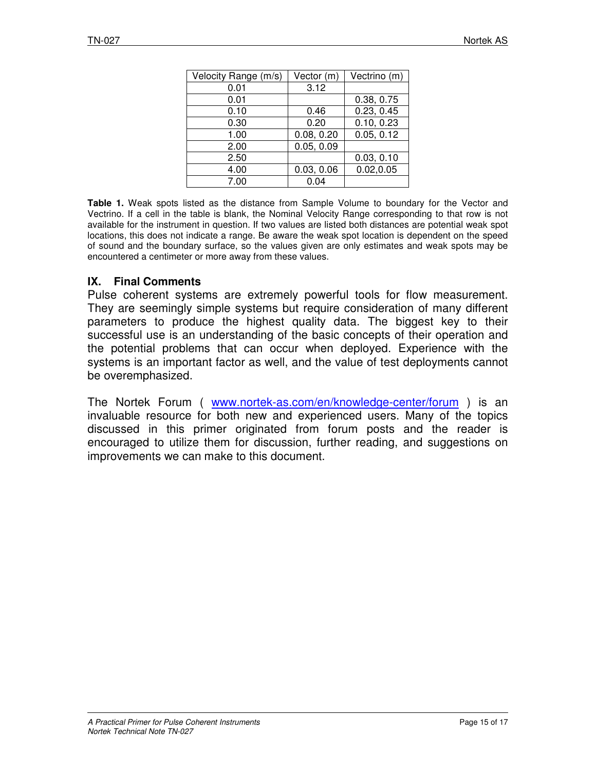| Velocity Range (m/s) | Vector (m) | Vectrino (m) |
|---|---|---|
| 0.01 | 3.12 | |
| 0.01 | | 0.38, 0.75 |
| 0.10 | 0.46 | 0.23, 0.45 |
| 0.30 | 0.20 | 0.10, 0.23 |
| 1.00 | 0.08, 0.20 | 0.05, 0.12 |
| 2.00 | 0.05, 0.09 | |
| 2.50 | | 0.03, 0.10 |
| 4.00 | 0.03, 0.06 | 0.02,0.05 |
| 7.00 | 0.04 | |

**Table 1.** Weak spots listed as the distance from Sample Volume to boundary for the Vector and Vectrino. If a cell in the table is blank, the Nominal Velocity Range corresponding to that row is not available for the instrument in question. If two values are listed both distances are potential weak spot locations, this does not indicate a range. Be aware the weak spot location is dependent on the speed of sound and the boundary surface, so the values given are only estimates and weak spots may be encountered a centimeter or more away from these values.

## IX. Final Comments

Pulse coherent systems are extremely powerful tools for flow measurement. They are seemingly simple systems but require consideration of many different parameters to produce the highest quality data. The biggest key to their successful use is an understanding of the basic concepts of their operation and the potential problems that can occur when deployed. Experience with the systems is an important factor as well, and the value of test deployments cannot be overemphasized.

The Nortek Forum ( www.nortek-as.com/en/knowledge-center/forum ) is an invaluable resource for both new and experienced users. Many of the topics discussed in this primer originated from forum posts and the reader is encouraged to utilize them for discussion, further reading, and suggestions on improvements we can make to this document.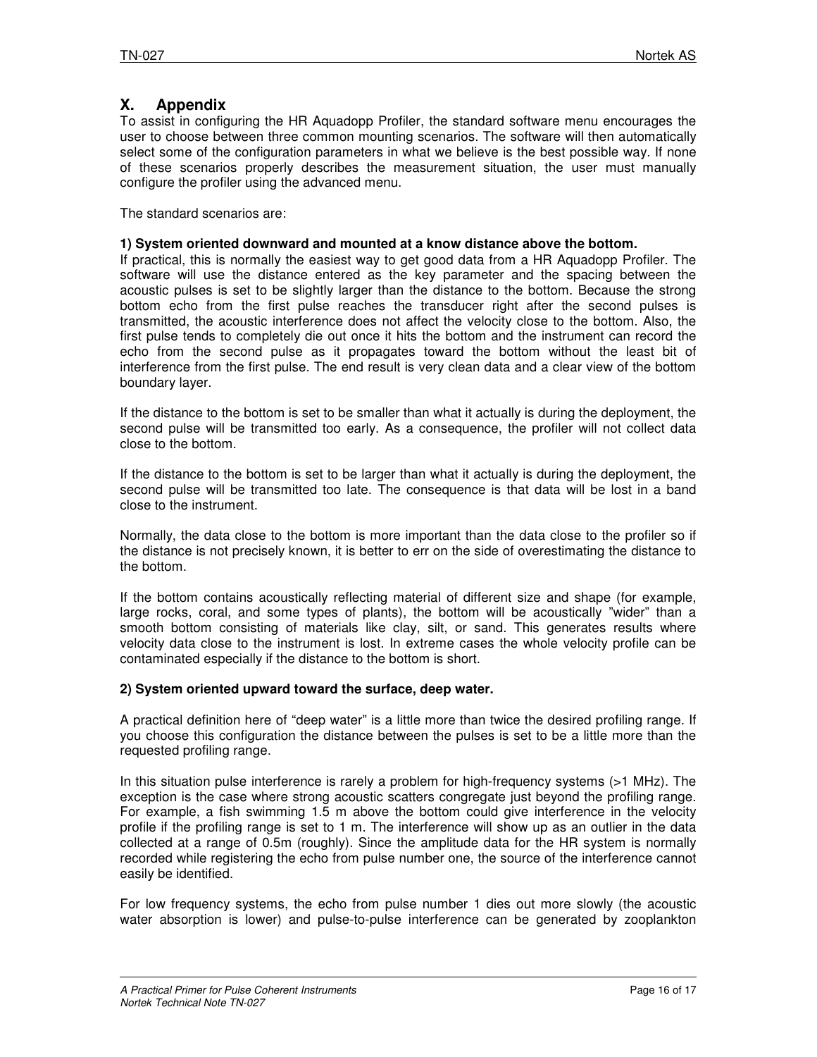# X. Appendix

To assist in configuring the HR Aquadopp Profiler, the standard software menu encourages the user to choose between three common mounting scenarios. The software will then automatically select some of the configuration parameters in what we believe is the best possible way. If none of these scenarios properly describes the measurement situation, the user must manually configure the profiler using the advanced menu.

The standard scenarios are:

**1) System oriented downward and mounted at a know distance above the bottom.**

If practical, this is normally the easiest way to get good data from a HR Aquadopp Profiler. The software will use the distance entered as the key parameter and the spacing between the acoustic pulses is set to be slightly larger than the distance to the bottom. Because the strong bottom echo from the first pulse reaches the transducer right after the second pulses is transmitted, the acoustic interference does not affect the velocity close to the bottom. Also, the first pulse tends to completely die out once it hits the bottom and the instrument can record the echo from the second pulse as it propagates toward the bottom without the least bit of interference from the first pulse. The end result is very clean data and a clear view of the bottom boundary layer.

If the distance to the bottom is set to be smaller than what it actually is during the deployment, the second pulse will be transmitted too early. As a consequence, the profiler will not collect data close to the bottom.

If the distance to the bottom is set to be larger than what it actually is during the deployment, the second pulse will be transmitted too late. The consequence is that data will be lost in a band close to the instrument.

Normally, the data close to the bottom is more important than the data close to the profiler so if the distance is not precisely known, it is better to err on the side of overestimating the distance to the bottom.

If the bottom contains acoustically reflecting material of different size and shape (for example, large rocks, coral, and some types of plants), the bottom will be acoustically "wider" than a smooth bottom consisting of materials like clay, silt, or sand. This generates results where velocity data close to the instrument is lost. In extreme cases the whole velocity profile can be contaminated especially if the distance to the bottom is short.

**2) System oriented upward toward the surface, deep water.**

A practical definition here of "deep water" is a little more than twice the desired profiling range. If you choose this configuration the distance between the pulses is set to be a little more than the requested profiling range.

In this situation pulse interference is rarely a problem for high-frequency systems (>1 MHz). The exception is the case where strong acoustic scatters congregate just beyond the profiling range. For example, a fish swimming 1.5 m above the bottom could give interference in the velocity profile if the profiling range is set to 1 m. The interference will show up as an outlier in the data collected at a range of 0.5m (roughly). Since the amplitude data for the HR system is normally recorded while registering the echo from pulse number one, the source of the interference cannot easily be identified.

For low frequency systems, the echo from pulse number 1 dies out more slowly (the acoustic water absorption is lower) and pulse-to-pulse interference can be generated by zooplankton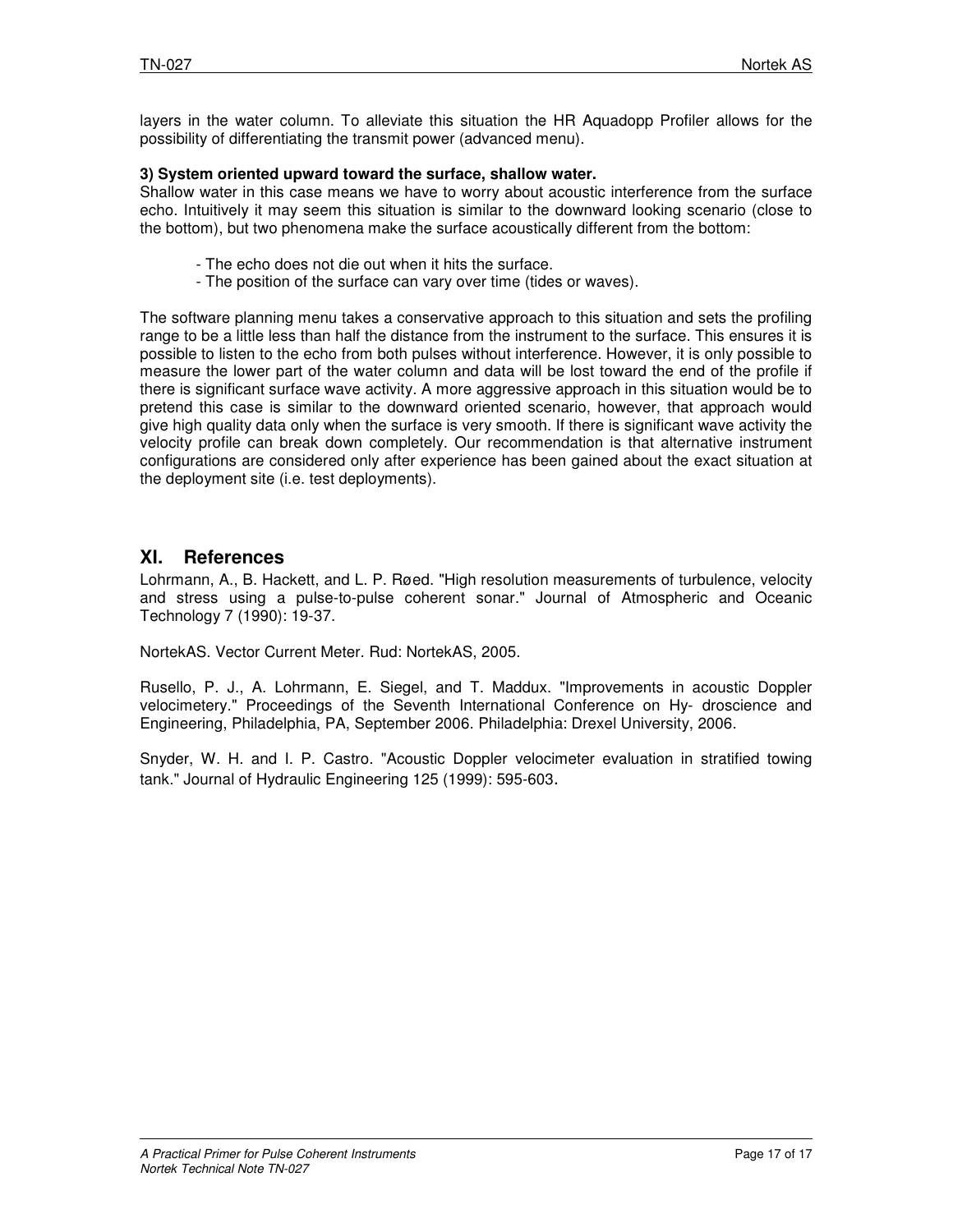layers in the water column. To alleviate this situation the HR Aquadopp Profiler allows for the possibility of differentiating the transmit power (advanced menu).

**3) System oriented upward toward the surface, shallow water.**

Shallow water in this case means we have to worry about acoustic interference from the surface echo. Intuitively it may seem this situation is similar to the downward looking scenario (close to the bottom), but two phenomena make the surface acoustically different from the bottom:

- The echo does not die out when it hits the surface.
- The position of the surface can vary over time (tides or waves).

The software planning menu takes a conservative approach to this situation and sets the profiling range to be a little less than half the distance from the instrument to the surface. This ensures it is possible to listen to the echo from both pulses without interference. However, it is only possible to measure the lower part of the water column and data will be lost toward the end of the profile if there is significant surface wave activity. A more aggressive approach in this situation would be to pretend this case is similar to the downward oriented scenario, however, that approach would give high quality data only when the surface is very smooth. If there is significant wave activity the velocity profile can break down completely. Our recommendation is that alternative instrument configurations are considered only after experience has been gained about the exact situation at the deployment site (i.e. test deployments).

## XI. References

Lohrmann, A., B. Hackett, and L. P. Røed. "High resolution measurements of turbulence, velocity and stress using a pulse-to-pulse coherent sonar." Journal of Atmospheric and Oceanic Technology 7 (1990): 19-37.

NortekAS. Vector Current Meter. Rud: NortekAS, 2005.

Rusello, P. J., A. Lohrmann, E. Siegel, and T. Maddux. "Improvements in acoustic Doppler velocimetery." Proceedings of the Seventh International Conference on Hy- droscience and Engineering, Philadelphia, PA, September 2006. Philadelphia: Drexel University, 2006.

Snyder, W. H. and I. P. Castro. "Acoustic Doppler velocimeter evaluation in stratified towing tank." Journal of Hydraulic Engineering 125 (1999): 595-603.